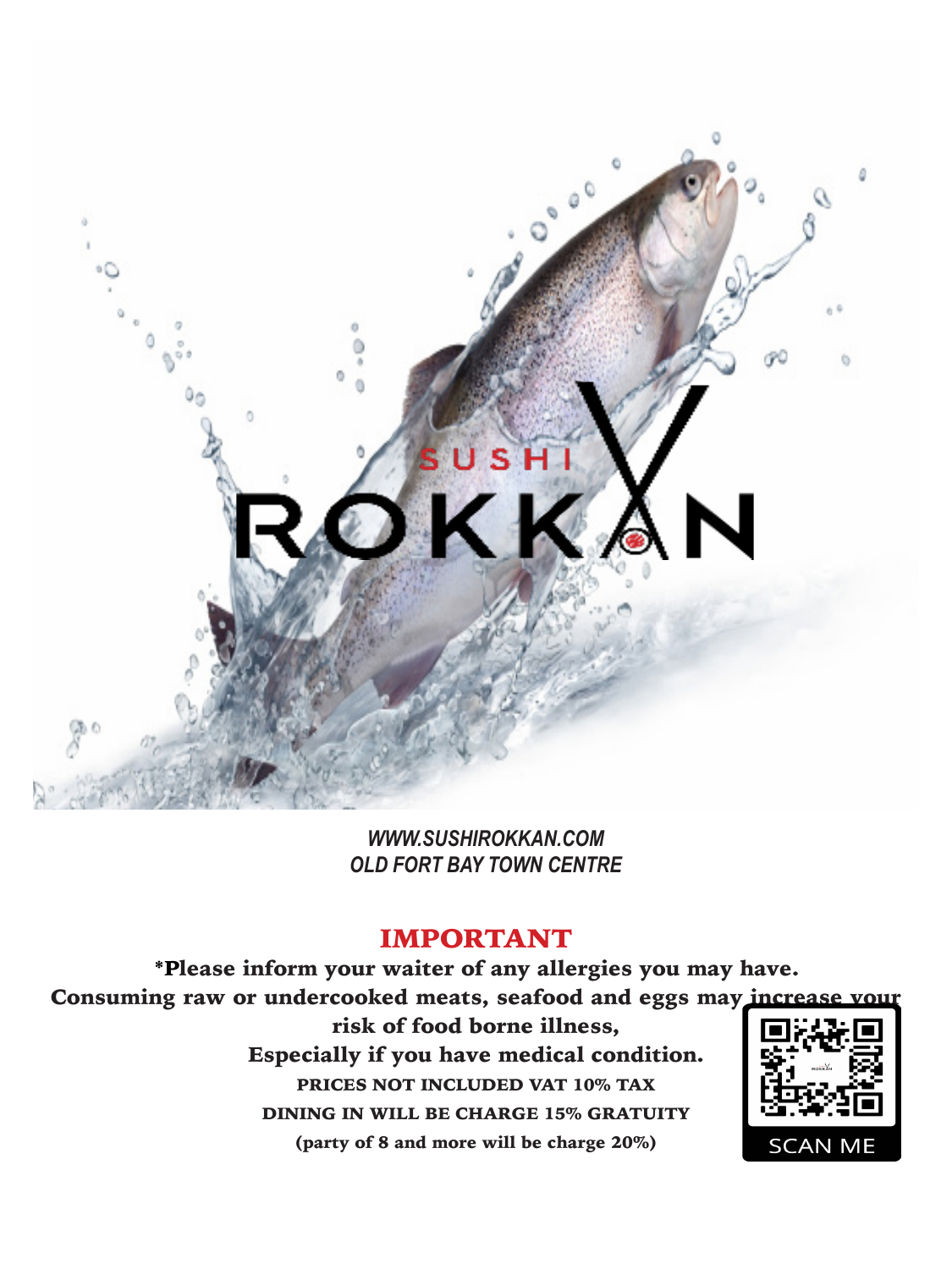# SUSHI ROKKAN

*WWW.SUSHIROKKAN.COM*
*OLD FORT BAY TOWN CENTRE*

## IMPORTANT

*Please inform your waiter of any allergies you may have.
Consuming raw or undercooked meats, seafood and eggs may increase your risk of food borne illness,
Especially if you have medical condition.

PRICES NOT INCLUDED VAT 10% TAX
DINING IN WILL BE CHARGE 15% GRATUITY
(party of 8 and more will be charge 20%)

SCAN ME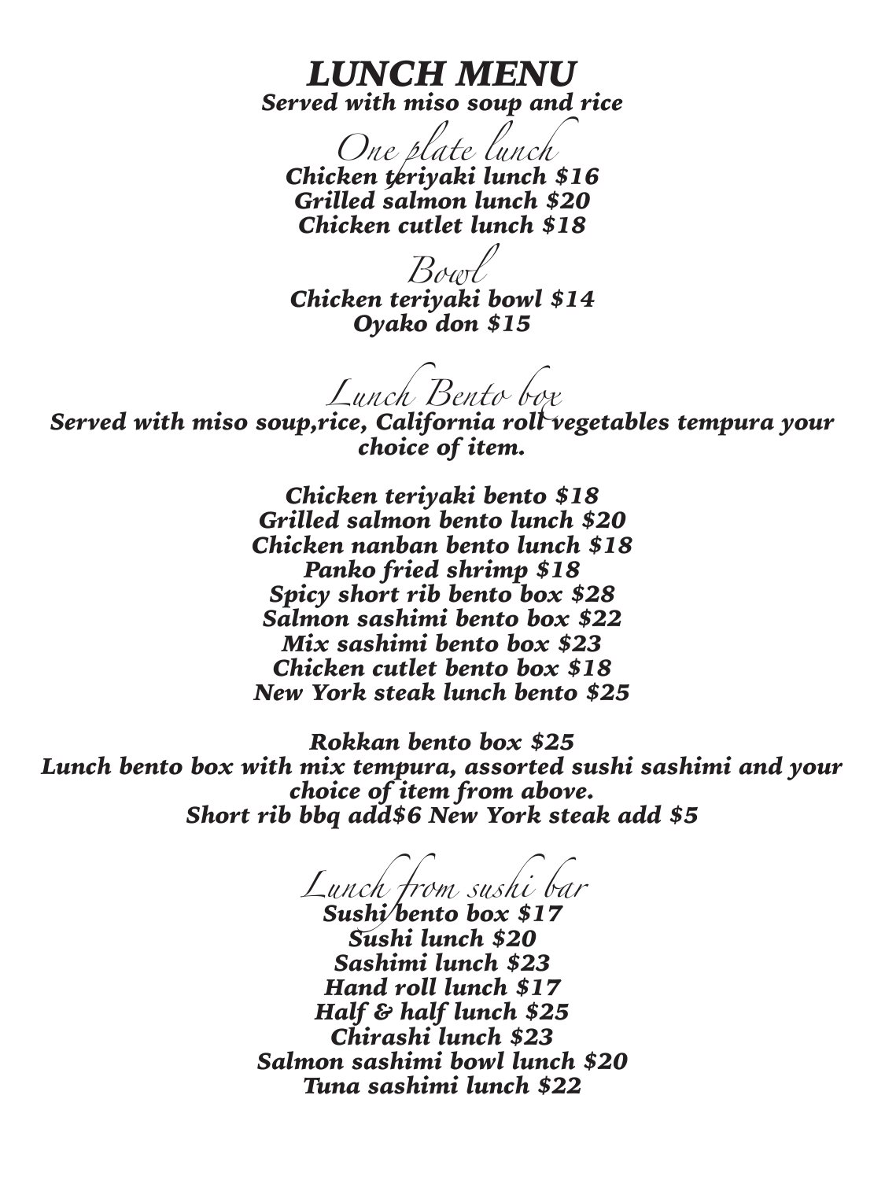# *LUNCH MENU*

***Served with miso soup and rice***

## *One plate lunch*

***Chicken teriyaki lunch $16***
***Grilled salmon lunch $20***
***Chicken cutlet lunch $18***

## *Bowl*

***Chicken teriyaki bowl $14***
***Oyako don $15***

## *Lunch Bento box*

***Served with miso soup,rice, California roll vegetables tempura your choice of item.***

***Chicken teriyaki bento $18***
***Grilled salmon bento lunch $20***
***Chicken nanban bento lunch $18***
***Panko fried shrimp $18***
***Spicy short rib bento box $28***
***Salmon sashimi bento box $22***
***Mix sashimi bento box $23***
***Chicken cutlet bento box $18***
***New York steak lunch bento $25***

***Rokkan bento box $25***
***Lunch bento box with mix tempura, assorted sushi sashimi and your choice of item from above.***
***Short rib bbq add$6 New York steak add $5***

## *Lunch from sushi bar*

***Sushi bento box $17***
***Sushi lunch $20***
***Sashimi lunch $23***
***Hand roll lunch $17***
***Half & half lunch $25***
***Chirashi lunch $23***
***Salmon sashimi bowl lunch $20***
***Tuna sashimi lunch $22***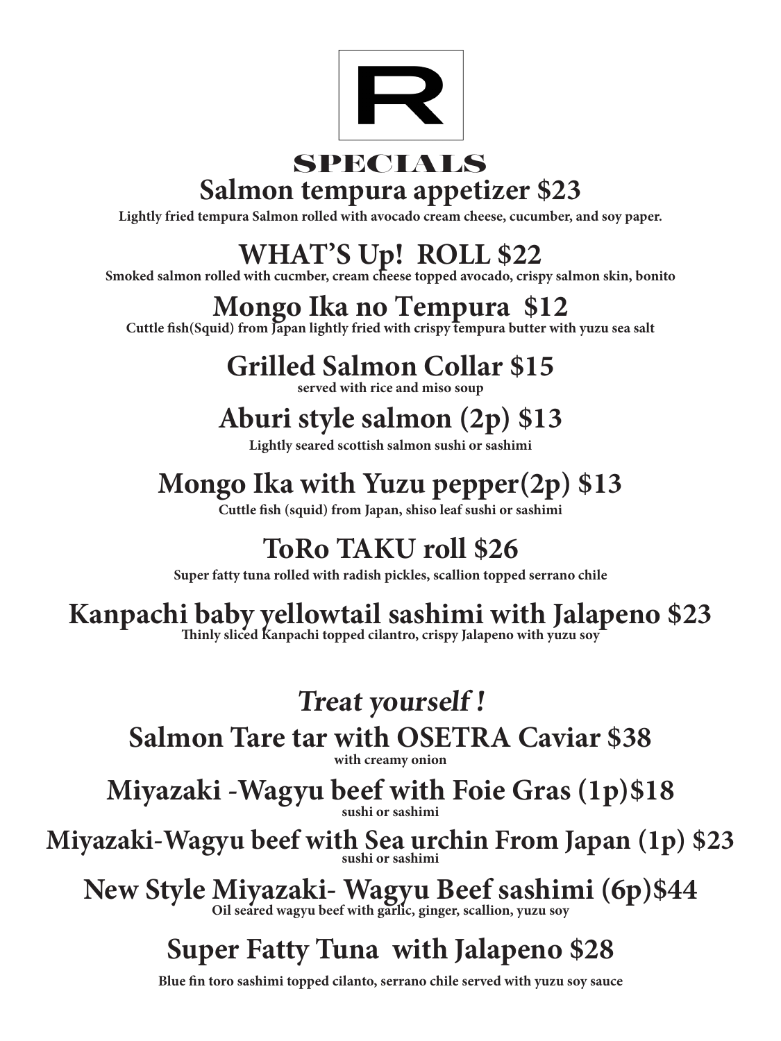# R

## SPECIALS

### Salmon tempura appetizer $23

**Lightly fried tempura Salmon rolled with avocado cream cheese, cucumber, and soy paper.**

### WHAT'S Up! ROLL $22

**Smoked salmon rolled with cucmber, cream cheese topped avocado, crispy salmon skin, bonito**

### Mongo Ika no Tempura $12

**Cuttle fish(Squid) from Japan lightly fried with crispy tempura butter with yuzu sea salt**

### Grilled Salmon Collar $15

**served with rice and miso soup**

### Aburi style salmon (2p) $13

**Lightly seared scottish salmon sushi or sashimi**

### Mongo Ika with Yuzu pepper(2p) $13

**Cuttle fish (squid) from Japan, shiso leaf sushi or sashimi**

### ToRo TAKU roll $26

**Super fatty tuna rolled with radish pickles, scallion topped serrano chile**

### Kanpachi baby yellowtail sashimi with Jalapeno $23

**Thinly sliced Kanpachi topped cilantro, crispy Jalapeno with yuzu soy**

## *Treat yourself !*

### Salmon Tare tar with OSETRA Caviar $38

**with creamy onion**

### Miyazaki -Wagyu beef with Foie Gras (1p)$18

**sushi or sashimi**

### Miyazaki-Wagyu beef with Sea urchin From Japan (1p) $23

**sushi or sashimi**

### New Style Miyazaki- Wagyu Beef sashimi (6p)$44

**Oil seared wagyu beef with garlic, ginger, scallion, yuzu soy**

### Super Fatty Tuna with Jalapeno $28

**Blue fin toro sashimi topped cilanto, serrano chile served with yuzu soy sauce**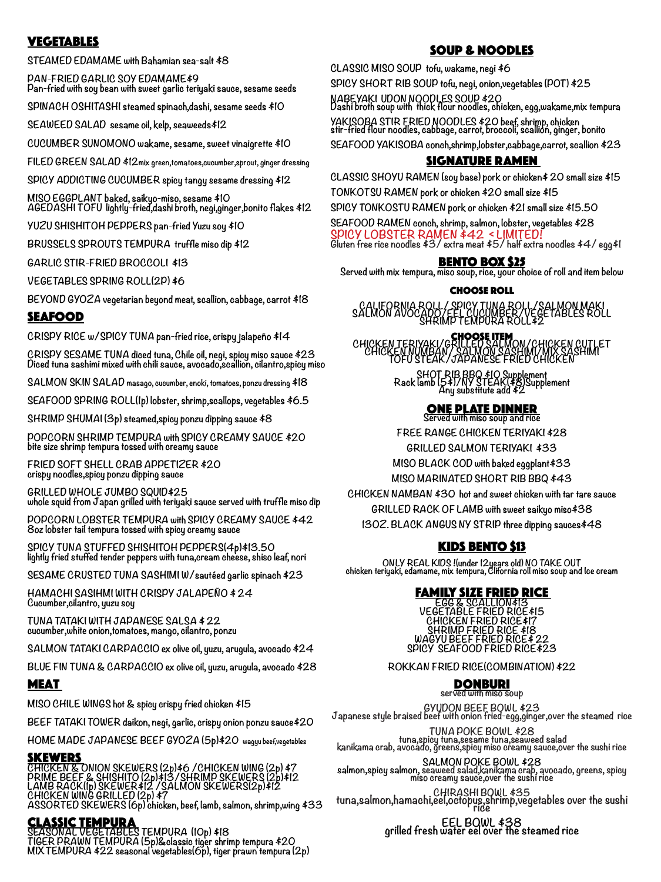## VEGETABLES

STEAMED EDAMAME with Bahamian sea-salt $8

PAN-FRIED GARLIC SOY EDAMAME $9
Pan-fried with soy bean with sweet garlic teriyaki sauce, sesame seeds

SPINACH OSHITASHI steamed spinach,dashi, sesame seeds $10

SEAWEED SALAD sesame oil, kelp, seaweeds $12

CUCUMBER SUNOMONO wakame, sesame, sweet vinaigrette $10

FILED GREEN SALAD $12 mix green,tomatoes,cucumber,sprout, ginger dressing

SPICY ADDICTING CUCUMBER spicy tangy sesame dressing $12

MISO EGGPLANT baked, saikyo-miso, sesame $10

AGEDASHI TOFU lightly-fried,dashi broth, negi,ginger,bonito flakes $12

YUZU SHISHITOH PEPPERS pan-fried Yuzu soy $10

BRUSSELS SPROUTS TEMPURA truffle miso dip $12

GARLIC STIR-FRIED BROCCOLI $13

VEGETABLES SPRING ROLL(2P) $6

BEYOND GYOZA vegetarian beyond meat, scallion, cabbage, carrot $18

## SEAFOOD

CRISPY RICE w/SPICY TUNA pan-fried rice, crispy jalapeño $14

CRISPY SESAME TUNA diced tuna, Chile oil, negi, spicy miso sauce $23
Diced tuna sashimi mixed with chili sauce, avocado,scallion, cilantro,spicy miso

SALMON SKIN SALAD masago, cucumber, enoki, tomatoes, ponzu dressing $18

SEAFOOD SPRING ROLL(1p) lobster, shrimp,scallops, vegetables $6.5

SHRIMP SHUMAI (3p) steamed,spicy ponzu dipping sauce $8

POPCORN SHRIMP TEMPURA with SPICY CREAMY SAUCE $20
bite size shrimp tempura tossed with creamy sauce

FRIED SOFT SHELL CRAB APPETIZER $20
crispy noodles,spicy ponzu dipping sauce

GRILLED WHOLE JUMBO SQUID $25
whole squid from Japan grilled with teriyaki sauce served with truffle miso dip

POPCORN LOBSTER TEMPURA with SPICY CREAMY SAUCE $42
8oz lobster tail tempura tossed with spicy creamy sauce

SPICY TUNA STUFFED SHISHITOH PEPPERS(4p) $13.50
lightly fried stuffed tender peppers with tuna,cream cheese, shiso leaf, nori

SESAME CRUSTED TUNA SASHIMI W/sautéed garlic spinach $23

HAMACHI SASIHMI WITH CRISPY JALAPEÑO $ 24
Cucumber,cilantro, yuzu soy

TUNA TATAKI WITH JAPANESE SALSA $ 22
cucumber,white onion,tomatoes, mango, cilantro, ponzu

SALMON TATAKI CARPACCIO ex olive oil, yuzu, arugula, avocado $24

BLUE FIN TUNA & CARPACCIO ex olive oil, yuzu, arugula, avocado $28

## MEAT

MISO CHILE WINGS hot & spicy crispy fried chicken $15

BEEF TATAKI TOWER daikon, negi, garlic, crispy onion ponzu sauce $20

HOME MADE JAPANESE BEEF GYOZA (5p) $20 wagyu beef,vegetables

## SKEWERS

CHICKEN & ONION SKEWERS (2p) $6 / CHICKEN WING (2p) $7
PRIME BEEF & SHISHITO (2p) $13 / SHRIMP SKEWERS (2p) $12
LAMB RACK(1p) SKEWER $12 / SALMON SKEWERS(2p) $12
CHICKEN WING GRILLED (2p) $7
ASSORTED SKEWERS (6p) chicken, beef, lamb, salmon, shrimp,wing $33

## CLASSIC TEMPURA

SEASONAL VEGETABLES TEMPURA (10p) $18
TIGER PRAWN TEMPURA (5p)&classic tiger shrimp tempura $20
MIX TEMPURA $22 seasonal vegetables(6p), tiger prawn tempura (2p)

## SOUP & NOODLES

CLASSIC MISO SOUP tofu, wakame, negi $6

SPICY SHORT RIB SOUP tofu, negi, onion,vegetables (POT) $25

NABEYAKI UDON NOODLES SOUP $20
Dashi broth soup with thick flour noodles, chicken, egg,wakame,mix tempura

YAKISOBA STIR FRIED NOODLES $20 beef, shrimp, chicken
stir-fried flour noodles, cabbage, carrot, broccoli, scallion, ginger, bonito

SEAFOOD YAKISOBA conch,shrimp,lobster,cabbage,carrot, scallion $23

## SIGNATURE RAMEN

CLASSIC SHOYU RAMEN (soy base) pork or chicken $ 20 small size $15

TONKOTSU RAMEN pork or chicken $20 small size $15

SPICY TONKOSTU RAMEN pork or chicken $21 small size $15.50

SEAFOOD RAMEN conch, shrimp, salmon, lobster, vegetables $28

SPICY LOBSTER RAMEN $42 < LIMITED!

Gluten free rice noodles $3/ extra meat $5/ half extra noodles $4/ egg $1

## BENTO BOX $25

Served with mix tempura, miso soup, rice, your choice of roll and item below

### CHOOSE ROLL

CALIFORNIA ROLL/ SPICY TUNA ROLL/ SALMON MAKI
SALMON AVOCADO/EEL CUCUMBER/VEGETABLES ROLL
SHRIMP TEMPURA ROLL $2

### CHOOSE ITEM

CHICKEN TERIYAKI/GRILLED SALMON/CHICKEN CUTLET
CHICKEN NUMBAN/ SALMON SASHIMI/MIX SASHIMI
TOFU STEAK/JAPANESE FRIED CHICKEN

SHOT RIB BBQ $10 Supplement
Rack lamb (5$)/NY STEAK($8)Supplement
Any substitute add $2

## ONE PLATE DINNER

Served with miso soup and rice

FREE RANGE CHICKEN TERIYAKI $28

GRILLED SALMON TERIYAKI $33

MISO BLACK COD with baked eggplant $33

MISO MARINATED SHORT RIB BBQ $43

CHICKEN NAMBAN $30 hot and sweet chicken with tar tare sauce

GRILLED RACK OF LAMB with sweet saikyo miso $38

13OZ. BLACK ANGUS NY STRIP three dipping sauces $48

## KIDS BENTO $13

ONLY REAL KIDS !(under 12years old) NO TAKE OUT
chicken teriyaki, edamame, mix tempura, Clifornia roll miso soup and Ice cream

## FAMILY SIZE FRIED RICE

EGG & SCALLION $13
VEGETABLE FRIED RICE $15
CHICKEN FRIED RICE $17
SHRIMP FRIED RICE $18
WAGYU BEEF FRIED RICE $ 22
SPICY SEAFOOD FRIED RICE $23

ROKKAN FRIED RICE(COMBINATION) $22

## DONBURI

served with miso soup

GYUDON BEEF BOWL $23
Japanese style braised beef with onion fried-egg,ginger,over the steamed rice

TUNA POKE BOWL $28
tuna,spicy tuna,sesame tuna,seaweed salad
kanikama crab, avocado, greens,spicy miso creamy sauce,over the sushi rice

SALMON POKE BOWL $28
salmon,spicy salmon, seaweed salad,kanikama crab, avocado, greens, spicy miso creamy sauce,over the sushi rice

CHIRASHI BOWL $35
tuna,salmon,hamachi,eel,octopus,shrimp,vegetables over the sushi rice

EEL BOWL $38
grilled fresh water eel over the steamed rice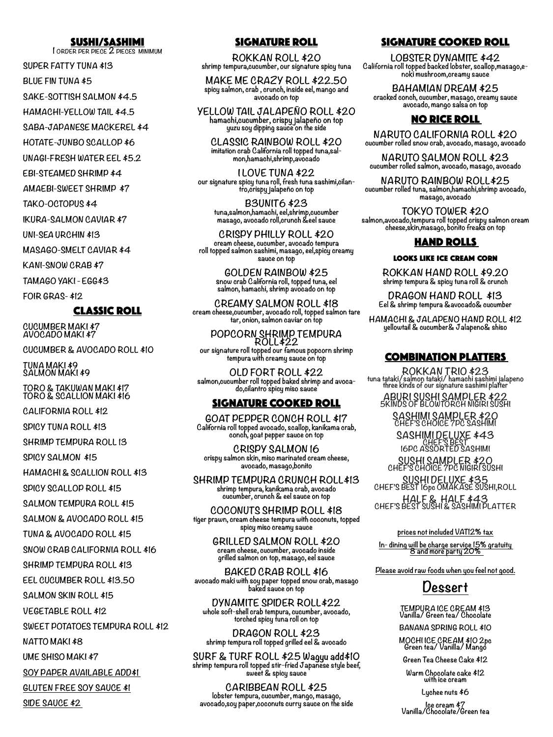## SUSHI/SASHIMI

1 order per piece 2 pieces minimum

SUPER FATTY TUNA $13

BLUE FIN TUNA $5

SAKE-SOTTISH SALMON $4.5

HAMACHI-YELLOW TAIL $4.5

SABA-JAPANESE MACKEREL $4

HOTATE-JUNBO SCALLOP $6

UNAGI-FRESH WATER EEL $5.2

EBI-STEAMED SHRIMP $4

AMAEBI-SWEET SHRIMP $7

TAKO-OCTOPUS $4

IKURA-SALMON CAVIAR $7

UNI-SEA URCHIN $13

MASAGO-SMELT CAVIAR $4

KANI-SNOW CRAB $7

TAMAGO YAKI - EGG$3

FOIR GRAS- $12

## CLASSIC ROLL

CUCUMBER MAKI $7
AVOCADO MAKI $7

CUCUMBER & AVOCADO ROLL $10

TUNA MAKI $9
SALMON MAKI $9

TORO & TAKUWAN MAKI $17
TORO & SCALLION MAKI $16

CALIFORNIA ROLL $12

SPICY TUNA ROLL $13

SHRIMP TEMPURA ROLL 13

SPICY SALMON $15

HAMACHI & SCALLION ROLL $13

SPICY SCALLOP ROLL $15

SALMON TEMPURA ROLL $15

SALMON & AVOCADO ROLL $15

TUNA & AVOCADO ROLL $15

SNOW CRAB CALIFORNIA ROLL $16

SHRIMP TEMPURA ROLL $13

EEL CUCUMBER ROLL $13.50

SALMON SKIN ROLL $15

VEGETABLE ROLL $12

SWEET POTATOES TEMPURA ROLL $12

NATTO MAKI $8

UME SHISO MAKI $7

SOY PAPER AVAILABLE ADD$1

GLUTEN FREE SOY SAUCE $1

SIDE SAUCE $2

## SIGNATURE ROLL

ROKKAN ROLL $20
shrimp tempura,cucumber, our signature spicy tuna

MAKE ME CRAZY ROLL $22.50
spicy salmon, crab , crunch, inside eel, mango and avocado on top

YELLOW TAIL JALAPEÑO ROLL $20
hamachi,cucumber, crispy jalapeño on top yuzu soy dipping sauce on the side

CLASSIC RAINBOW ROLL $20
imitation crab California roll topped tuna,salmon,hamachi,shrimp,avocado

I LOVE TUNA $22
our signature spicy tuna roll, fresh tuna sashimi,cilantro,crispy jalapeño on top

B3UNIT6 $23
tuna,salmon,hamachi, eel,shrimp,cucumber masago, avocado roll,crunch &eel sauce

CRISPY PHILLY ROLL $20
cream cheese, cucumber, avocado tempura roll topped salmon sashimi, masago, eel,spicy creamy sauce on top

GOLDEN RAINBOW $25
snow crab California roll, topped tuna, eel salmon, hamachi, shrimp avocado on top

CREAMY SALMON ROLL $18
cream cheese,cucumber, avocado roll, topped salmon tare tar, onion, salmon caviar on top

POPCORN SHRIMP TEMPURA ROLL$22
our signature roll topped our famous popcorn shrimp tempura with creamy sauce on top

OLD FORT ROLL $22
salmon,cucumber roll topped baked shrimp and avocado,cilantro spicy miso sauce

## SIGNATURE COOKED ROLL

GOAT PEPPER CONCH ROLL $17
California roll topped avocado, scallop, kanikama crab, conch, goat pepper sauce on top

CRISPY SALMON 16
crispy salmon skin, miso marinated cream cheese, avocado, masago,bonito

SHRIMP TEMPURA CRUNCH ROLL$13
shrimp tempura, kanikama crab, avocado cucumber, crunch & eel sauce on top

COCONUTS SHRIMP ROLL $18
tiger prawn, cream cheese tempura with coconuts, topped spicy miso creamy sauce

GRILLED SALMON ROLL $20
cream cheese, cucumber, avocado inside grilled salmon on top, masago, eel sauce

BAKED CRAB ROLL $16
avocado maki with soy paper topped snow crab, masago baked sauce on top

DYNAMITE SPIDER ROLL$22
whole soft-shell crab tempura, cucumber, avocado, torched spicy tuna roll on top

DRAGON ROLL $23
shrimp tempura roll topped grilled eel & avocado

SURF & TURF ROLL $25 Wagyu add$10
shrimp tempura roll topped stir-fried Japanese style beef, sweet & spicy sauce

CARIBBEAN ROLL $25
lobster tempura, cucumber, mango, masago, avocado,soy paper,coconuts curry sauce on the side

## SIGNATURE COOKED ROLL

LOBSTER DYNAMITE $42
California roll topped backed lobster, scallop,masago,e-noki mushroom,creamy sauce

BAHAMIAN DREAM $25
cracked conch, cucumber, masago, creamy sauce avocado, mango salsa on top

## NO RICE ROLL

NARUTO CALIFORNIA ROLL $20
cucumber rolled snow crab, avocado, masago, avocado

NARUTO SALMON ROLL $23
cucumber rolled salmon, avocado, masago, avocado

NARUTO RAINBOW ROLL$25
cucumber rolled tuna, salmon,hamachi,shrimp avocado, masago, avocado

TOKYO TOWER $20
salmon,avocado,tempura roll topped crispy salmon cream cheese,skin,masago, bonito freaks on top

## HAND ROLLS

LOOKS LIKE ICE CREAM CORN

ROKKAN HAND ROLL $9.20
shrimp tempura & spicy tuna roll & crunch

DRAGON HAND ROLL $13
Eel & shrimp tempura &avocado& cucumber

HAMACHI & JALAPENO HAND ROLL $12
yellowtail & cucumber& Jalapeno& shiso

## COMBINATION PLATTERS

ROKKAN TRIO $23
tuna tataki/ salmon tataki/ hamachi sashimi jalapeno three kinds of our signature sashimi platter

ABURI SUSHI SAMPLER $22
5KINDS OF BLOWTORCH NIGIRI SUSHI

SASHIMI SAMPLER $20
CHEF'S CHOICE 7PC SASHIMI

SASHIMI DELUXE $43
CHEF'S BEST
16PC ASSORTED SASHIMI

SUSHI SAMPLER $20
CHEF'S CHOICE 7PC NIGIRI SUSHI

SUSHI DELUXE $35
CHEF'S BEST 16pc OMAKASE SUSHI,ROLL

HALF & HALF $43
CHEF'S BEST SUSHI & SASHIMI PLATTER

prices not included VAT12% tax

In- dining will be charge service 15% gratuity
8 and more party 20%

Please avoid raw foods when you feel not good.

## Dessert

TEMPURA ICE CREAM $13
Vanilla/ Green tea/ Chocolate

BANANA SPRING ROLL $10

MOCHI ICE CREAM $10 2pc
Green tea/ Vanilla/ Mango

Green Tea Cheese Cake $12

Warm Chocolate cake $12
with ice cream

Lychee nuts $6

Ice cream $7
Vanilla/Chocolate/Green tea